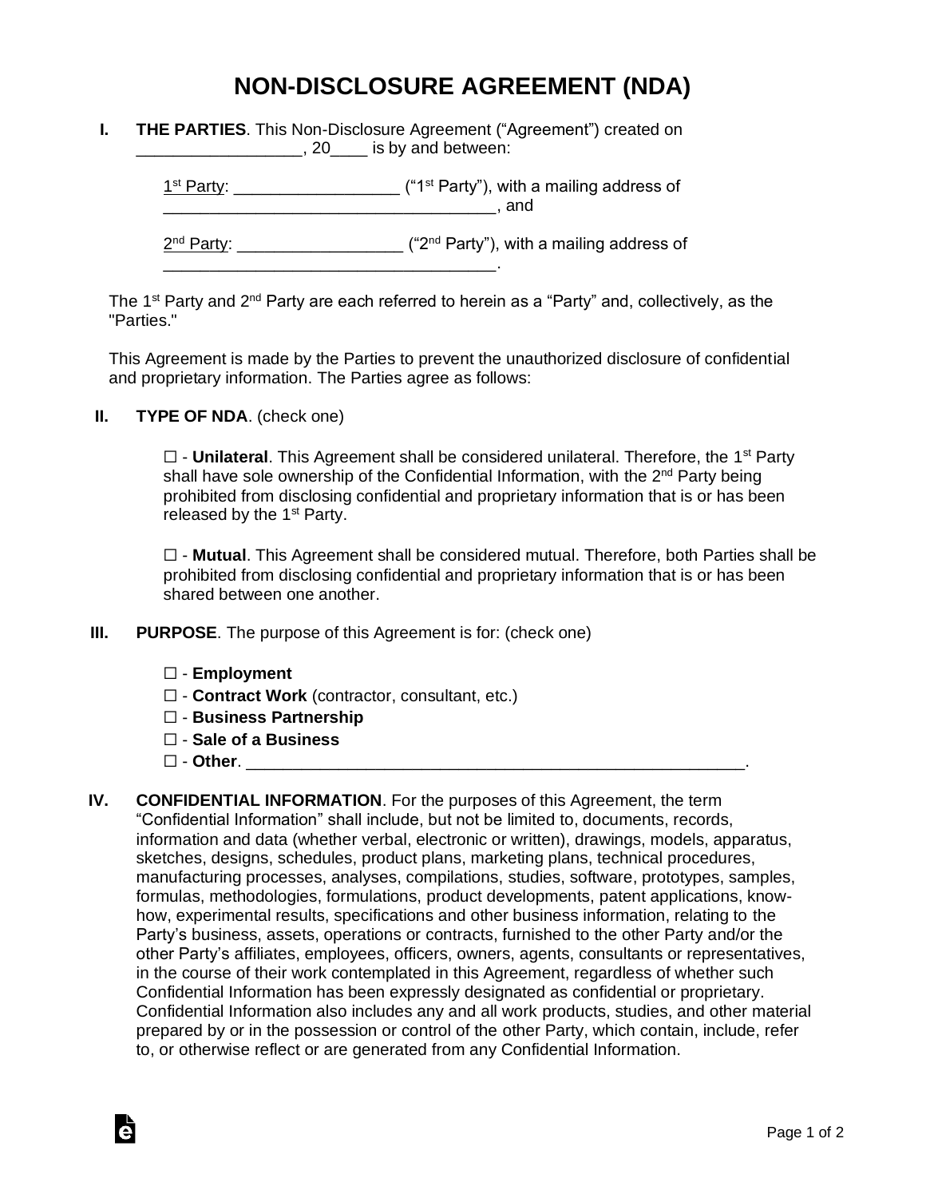# NON-DISCLOSURE AGREEMENT (NDA)

**I. THE PARTIES**. This Non-Disclosure Agreement ("Agreement") created on __________________, 20____ is by and between:

1st Party: _________________ ("1st Party"), with a mailing address of ____________________________________, and

2nd Party: _________________ ("2nd Party"), with a mailing address of ____________________________________.

The 1st Party and 2nd Party are each referred to herein as a "Party" and, collectively, as the "Parties."

This Agreement is made by the Parties to prevent the unauthorized disclosure of confidential and proprietary information. The Parties agree as follows:

**II. TYPE OF NDA**. (check one)

☐ - **Unilateral**. This Agreement shall be considered unilateral. Therefore, the 1st Party shall have sole ownership of the Confidential Information, with the 2nd Party being prohibited from disclosing confidential and proprietary information that is or has been released by the 1st Party.

☐ - **Mutual**. This Agreement shall be considered mutual. Therefore, both Parties shall be prohibited from disclosing confidential and proprietary information that is or has been shared between one another.

**III. PURPOSE**. The purpose of this Agreement is for: (check one)

☐ - **Employment**
☐ - **Contract Work** (contractor, consultant, etc.)
☐ - **Business Partnership**
☐ - **Sale of a Business**
☐ - **Other**. _______________________________________________________.

**IV. CONFIDENTIAL INFORMATION**. For the purposes of this Agreement, the term "Confidential Information" shall include, but not be limited to, documents, records, information and data (whether verbal, electronic or written), drawings, models, apparatus, sketches, designs, schedules, product plans, marketing plans, technical procedures, manufacturing processes, analyses, compilations, studies, software, prototypes, samples, formulas, methodologies, formulations, product developments, patent applications, know-how, experimental results, specifications and other business information, relating to the Party's business, assets, operations or contracts, furnished to the other Party and/or the other Party's affiliates, employees, officers, owners, agents, consultants or representatives, in the course of their work contemplated in this Agreement, regardless of whether such Confidential Information has been expressly designated as confidential or proprietary. Confidential Information also includes any and all work products, studies, and other material prepared by or in the possession or control of the other Party, which contain, include, refer to, or otherwise reflect or are generated from any Confidential Information.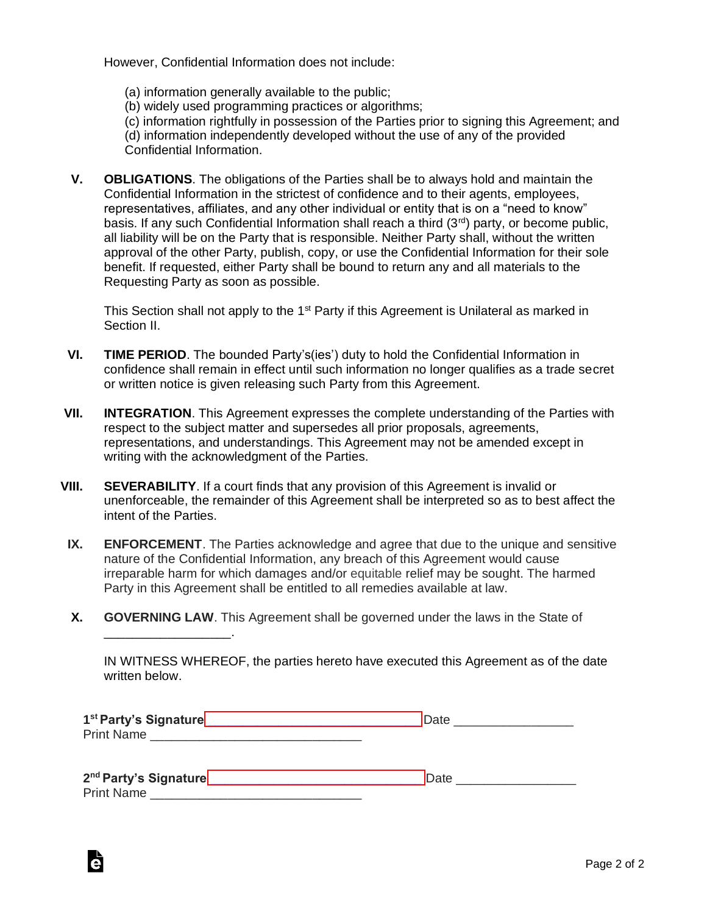However, Confidential Information does not include:

(a) information generally available to the public;
(b) widely used programming practices or algorithms;
(c) information rightfully in possession of the Parties prior to signing this Agreement; and
(d) information independently developed without the use of any of the provided Confidential Information.

**V. OBLIGATIONS**. The obligations of the Parties shall be to always hold and maintain the Confidential Information in the strictest of confidence and to their agents, employees, representatives, affiliates, and any other individual or entity that is on a "need to know" basis. If any such Confidential Information shall reach a third (3rd) party, or become public, all liability will be on the Party that is responsible. Neither Party shall, without the written approval of the other Party, publish, copy, or use the Confidential Information for their sole benefit. If requested, either Party shall be bound to return any and all materials to the Requesting Party as soon as possible.

This Section shall not apply to the 1st Party if this Agreement is Unilateral as marked in Section II.

**VI. TIME PERIOD**. The bounded Party's(ies') duty to hold the Confidential Information in confidence shall remain in effect until such information no longer qualifies as a trade secret or written notice is given releasing such Party from this Agreement.

**VII. INTEGRATION**. This Agreement expresses the complete understanding of the Parties with respect to the subject matter and supersedes all prior proposals, agreements, representations, and understandings. This Agreement may not be amended except in writing with the acknowledgment of the Parties.

**VIII. SEVERABILITY**. If a court finds that any provision of this Agreement is invalid or unenforceable, the remainder of this Agreement shall be interpreted so as to best affect the intent of the Parties.

**IX. ENFORCEMENT**. The Parties acknowledge and agree that due to the unique and sensitive nature of the Confidential Information, any breach of this Agreement would cause irreparable harm for which damages and/or equitable relief may be sought. The harmed Party in this Agreement shall be entitled to all remedies available at law.

**X. GOVERNING LAW**. This Agreement shall be governed under the laws in the State of __________________.

IN WITNESS WHEREOF, the parties hereto have executed this Agreement as of the date written below.

**1st Party's Signature** ______________________________ Date ________________
Print Name ______________________________

**2nd Party's Signature** ______________________________ Date ________________
Print Name ______________________________